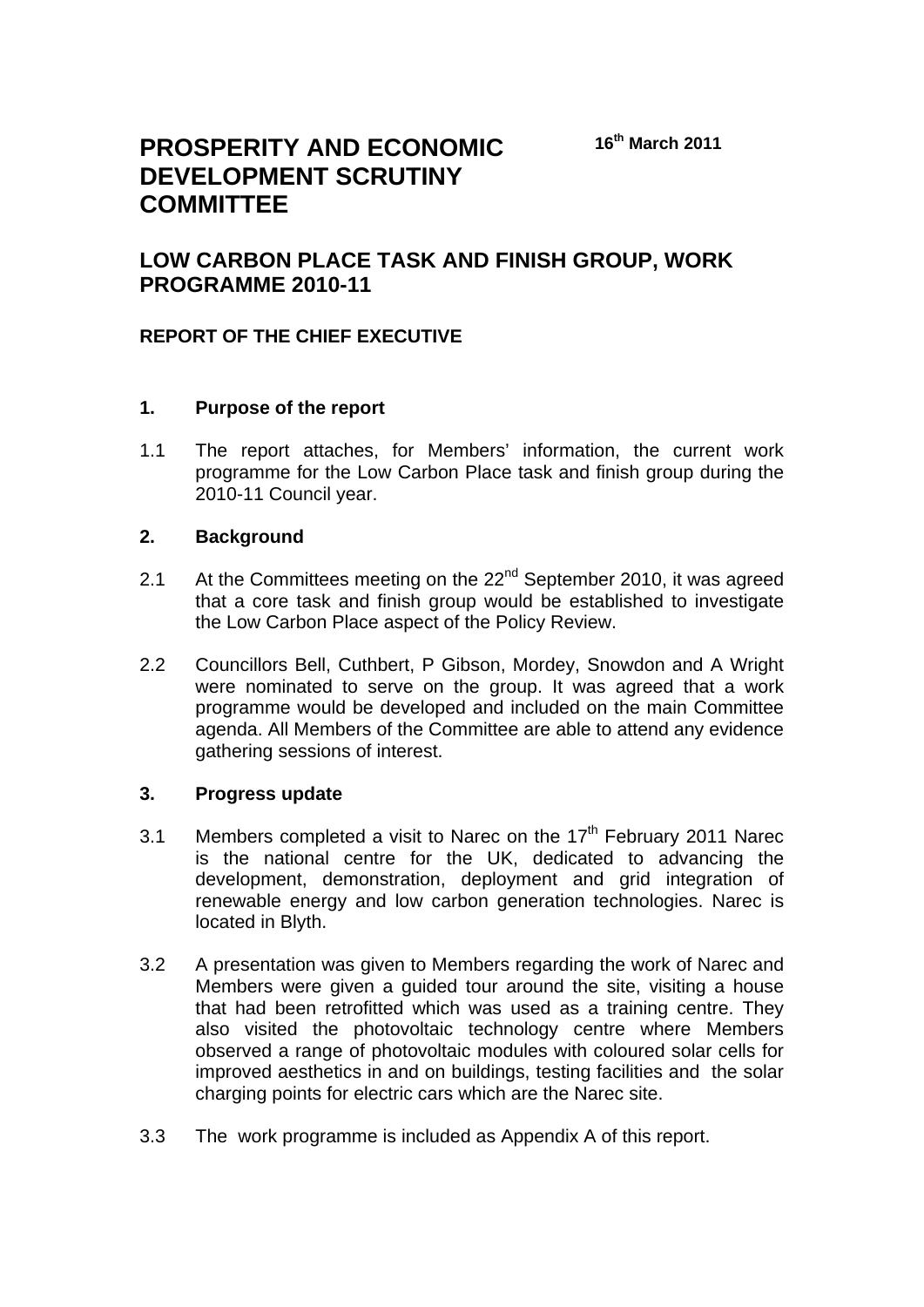# PROSPERITY AND ECONOMIC DEVELOPMENT SCRUTINY COMMITTEE

**16th March 2011**

## LOW CARBON PLACE TASK AND FINISH GROUP, WORK PROGRAMME 2010-11

### REPORT OF THE CHIEF EXECUTIVE

**1. Purpose of the report**

1.1 The report attaches, for Members' information, the current work programme for the Low Carbon Place task and finish group during the 2010-11 Council year.

**2. Background**

2.1 At the Committees meeting on the 22nd September 2010, it was agreed that a core task and finish group would be established to investigate the Low Carbon Place aspect of the Policy Review.

2.2 Councillors Bell, Cuthbert, P Gibson, Mordey, Snowdon and A Wright were nominated to serve on the group. It was agreed that a work programme would be developed and included on the main Committee agenda. All Members of the Committee are able to attend any evidence gathering sessions of interest.

**3. Progress update**

3.1 Members completed a visit to Narec on the 17th February 2011 Narec is the national centre for the UK, dedicated to advancing the development, demonstration, deployment and grid integration of renewable energy and low carbon generation technologies. Narec is located in Blyth.

3.2 A presentation was given to Members regarding the work of Narec and Members were given a guided tour around the site, visiting a house that had been retrofitted which was used as a training centre. They also visited the photovoltaic technology centre where Members observed a range of photovoltaic modules with coloured solar cells for improved aesthetics in and on buildings, testing facilities and the solar charging points for electric cars which are the Narec site.

3.3 The work programme is included as Appendix A of this report.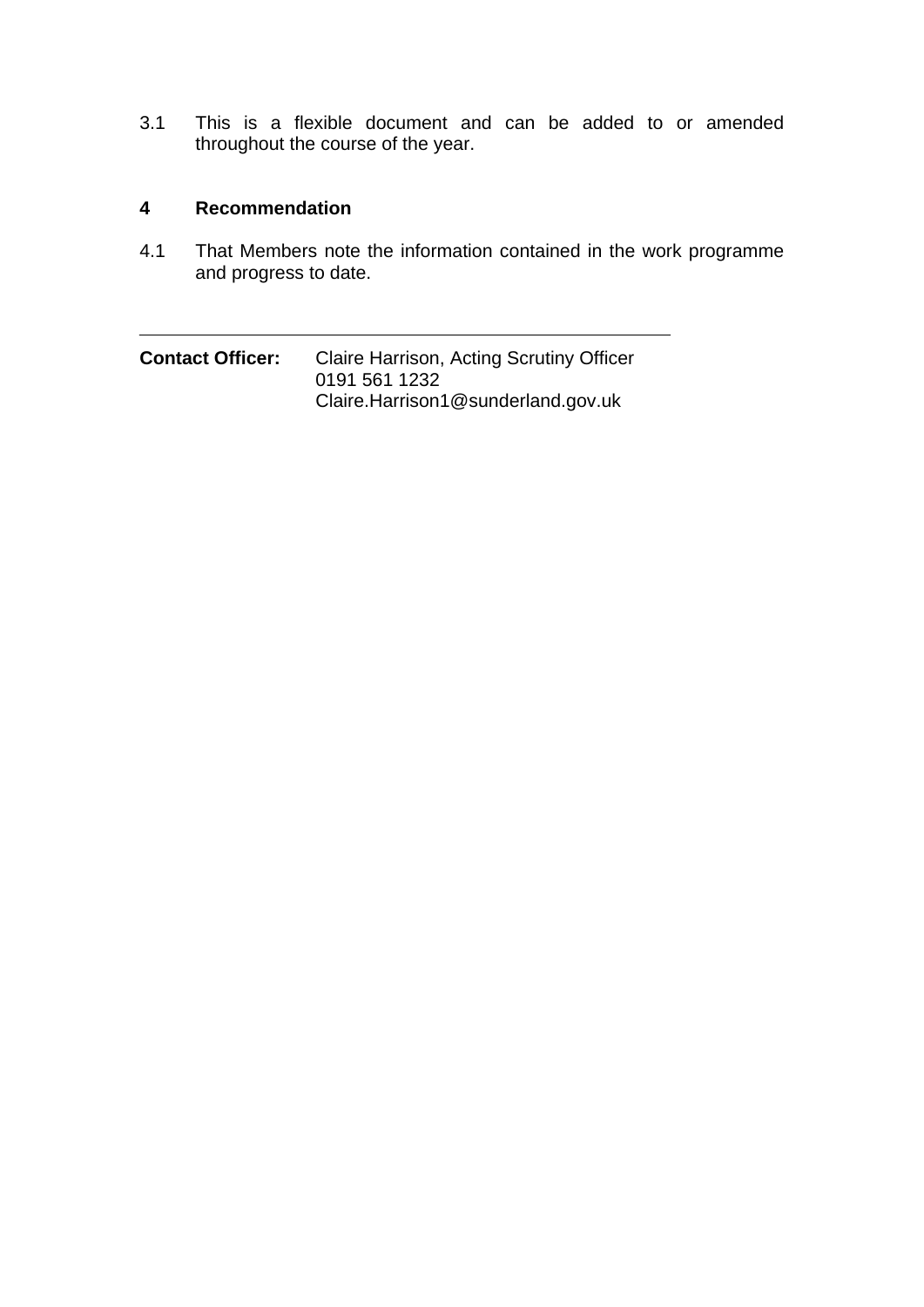3.1 This is a flexible document and can be added to or amended throughout the course of the year.

## 4 Recommendation

4.1 That Members note the information contained in the work programme and progress to date.

---

**Contact Officer:** Claire Harrison, Acting Scrutiny Officer
0191 561 1232
Claire.Harrison1@sunderland.gov.uk